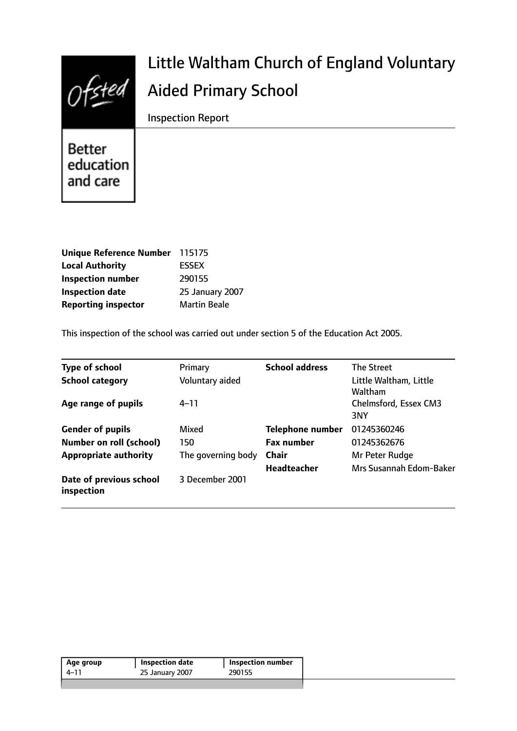Ofsted

Better education and care

# Little Waltham Church of England Voluntary Aided Primary School

Inspection Report

| | |
|---|---|
| **Unique Reference Number** | 115175 |
| **Local Authority** | ESSEX |
| **Inspection number** | 290155 |
| **Inspection date** | 25 January 2007 |
| **Reporting inspector** | Martin Beale |

This inspection of the school was carried out under section 5 of the Education Act 2005.

| | | | |
|---|---|---|---|
| **Type of school** | Primary | **School address** | The Street |
| **School category** | Voluntary aided | | Little Waltham, Little Waltham |
| **Age range of pupils** | 4–11 | | Chelmsford, Essex CM3 3NY |
| **Gender of pupils** | Mixed | **Telephone number** | 01245360246 |
| **Number on roll (school)** | 150 | **Fax number** | 01245362676 |
| **Appropriate authority** | The governing body | **Chair** | Mr Peter Rudge |
| | | **Headteacher** | Mrs Susannah Edom-Baker |
| **Date of previous school inspection** | 3 December 2001 | | |

| Age group | Inspection date | Inspection number |
|---|---|---|
| 4–11 | 25 January 2007 | 290155 |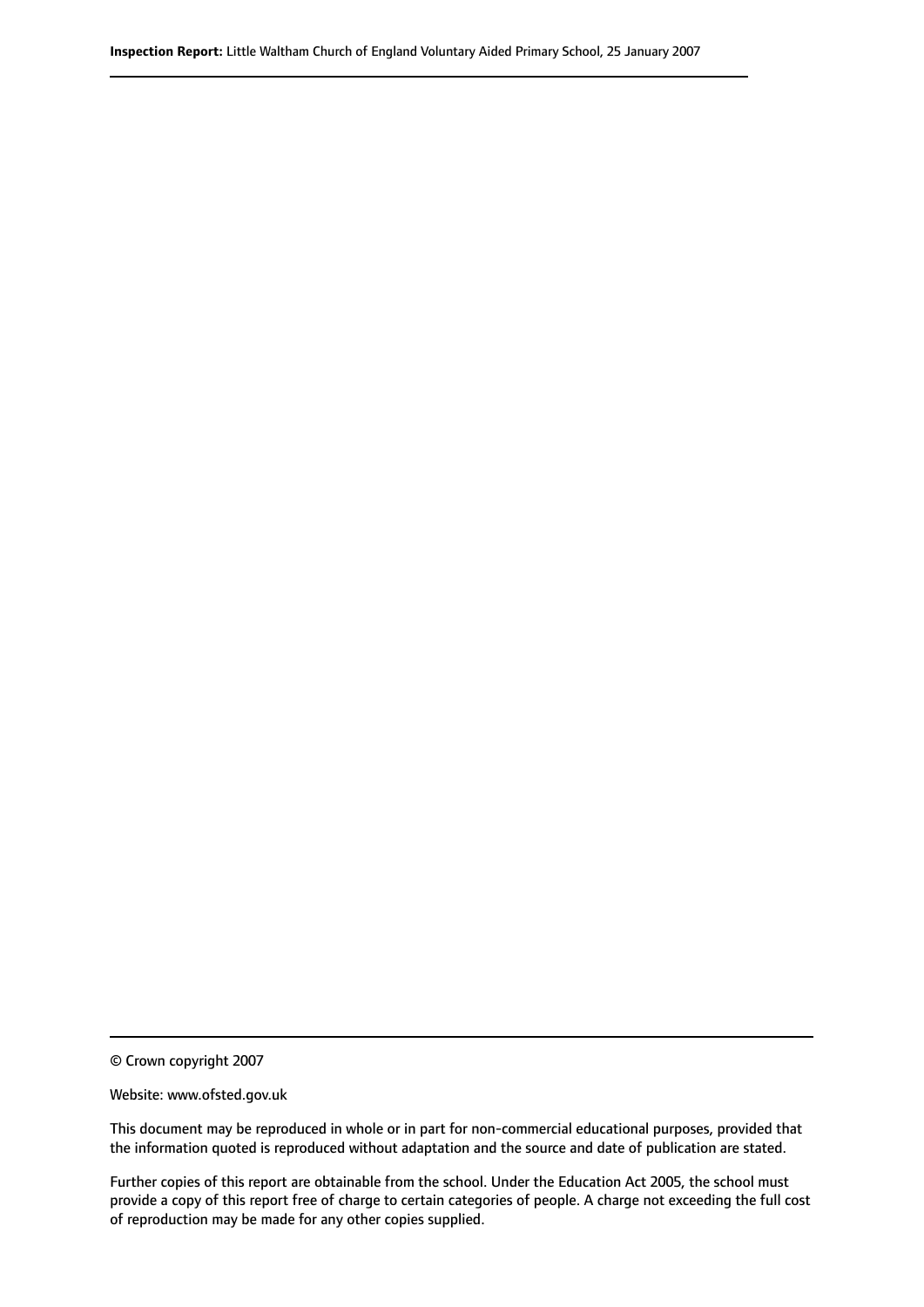© Crown copyright 2007

Website: www.ofsted.gov.uk

This document may be reproduced in whole or in part for non-commercial educational purposes, provided that the information quoted is reproduced without adaptation and the source and date of publication are stated.

Further copies of this report are obtainable from the school. Under the Education Act 2005, the school must provide a copy of this report free of charge to certain categories of people. A charge not exceeding the full cost of reproduction may be made for any other copies supplied.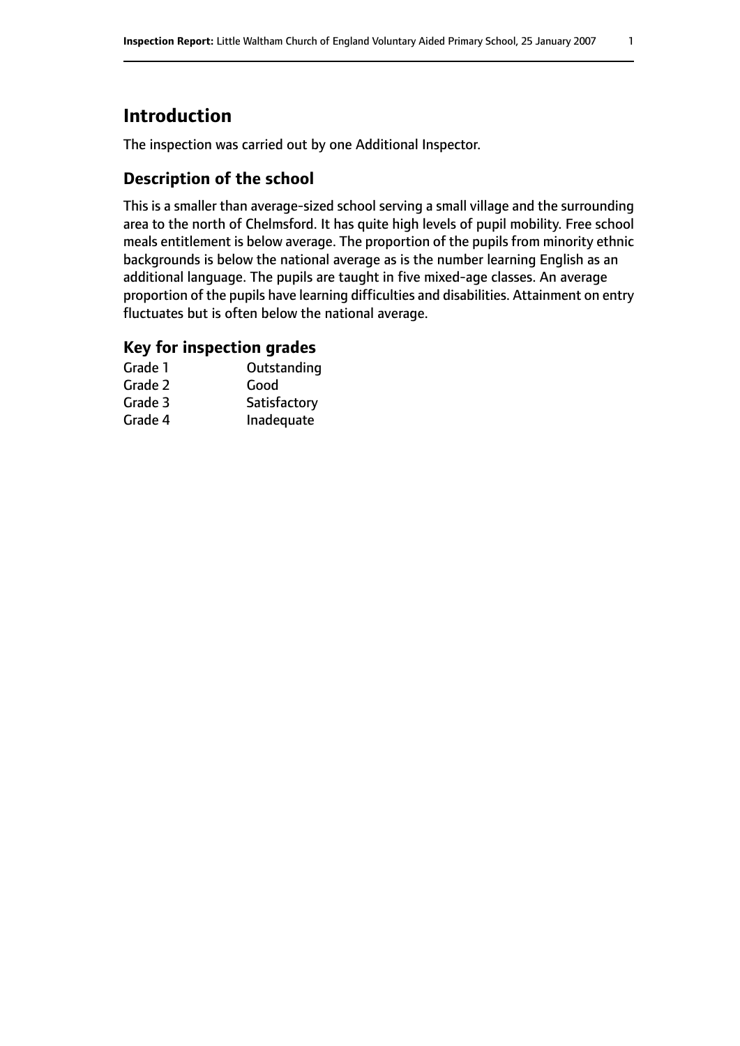# Introduction

The inspection was carried out by one Additional Inspector.

## Description of the school

This is a smaller than average-sized school serving a small village and the surrounding area to the north of Chelmsford. It has quite high levels of pupil mobility. Free school meals entitlement is below average. The proportion of the pupils from minority ethnic backgrounds is below the national average as is the number learning English as an additional language. The pupils are taught in five mixed-age classes. An average proportion of the pupils have learning difficulties and disabilities. Attainment on entry fluctuates but is often below the national average.

## Key for inspection grades

| | |
|---|---|
| Grade 1 | Outstanding |
| Grade 2 | Good |
| Grade 3 | Satisfactory |
| Grade 4 | Inadequate |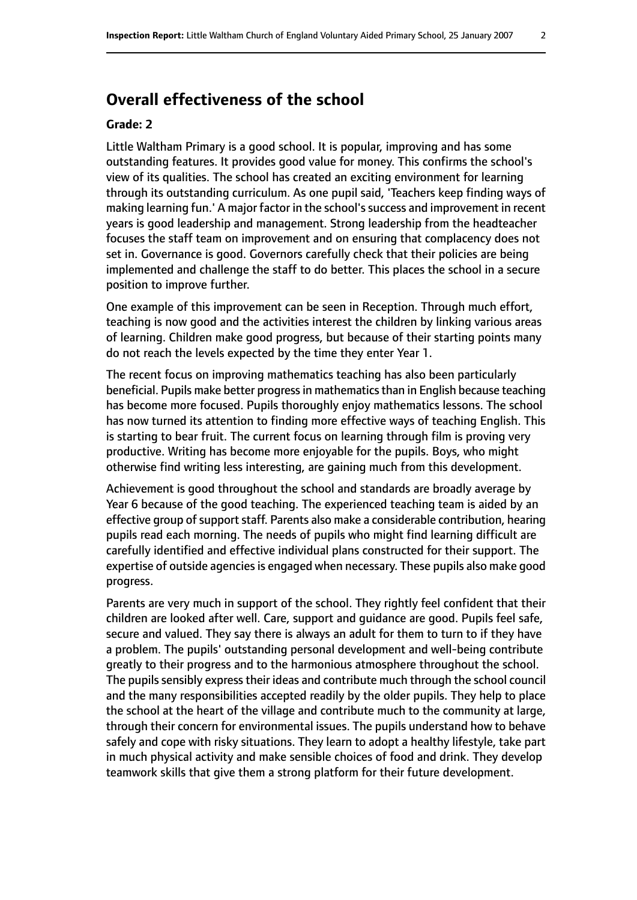## Overall effectiveness of the school

**Grade: 2**

Little Waltham Primary is a good school. It is popular, improving and has some outstanding features. It provides good value for money. This confirms the school's view of its qualities. The school has created an exciting environment for learning through its outstanding curriculum. As one pupil said, 'Teachers keep finding ways of making learning fun.' A major factor in the school's success and improvement in recent years is good leadership and management. Strong leadership from the headteacher focuses the staff team on improvement and on ensuring that complacency does not set in. Governance is good. Governors carefully check that their policies are being implemented and challenge the staff to do better. This places the school in a secure position to improve further.

One example of this improvement can be seen in Reception. Through much effort, teaching is now good and the activities interest the children by linking various areas of learning. Children make good progress, but because of their starting points many do not reach the levels expected by the time they enter Year 1.

The recent focus on improving mathematics teaching has also been particularly beneficial. Pupils make better progress in mathematics than in English because teaching has become more focused. Pupils thoroughly enjoy mathematics lessons. The school has now turned its attention to finding more effective ways of teaching English. This is starting to bear fruit. The current focus on learning through film is proving very productive. Writing has become more enjoyable for the pupils. Boys, who might otherwise find writing less interesting, are gaining much from this development.

Achievement is good throughout the school and standards are broadly average by Year 6 because of the good teaching. The experienced teaching team is aided by an effective group of support staff. Parents also make a considerable contribution, hearing pupils read each morning. The needs of pupils who might find learning difficult are carefully identified and effective individual plans constructed for their support. The expertise of outside agencies is engaged when necessary. These pupils also make good progress.

Parents are very much in support of the school. They rightly feel confident that their children are looked after well. Care, support and guidance are good. Pupils feel safe, secure and valued. They say there is always an adult for them to turn to if they have a problem. The pupils' outstanding personal development and well-being contribute greatly to their progress and to the harmonious atmosphere throughout the school. The pupils sensibly express their ideas and contribute much through the school council and the many responsibilities accepted readily by the older pupils. They help to place the school at the heart of the village and contribute much to the community at large, through their concern for environmental issues. The pupils understand how to behave safely and cope with risky situations. They learn to adopt a healthy lifestyle, take part in much physical activity and make sensible choices of food and drink. They develop teamwork skills that give them a strong platform for their future development.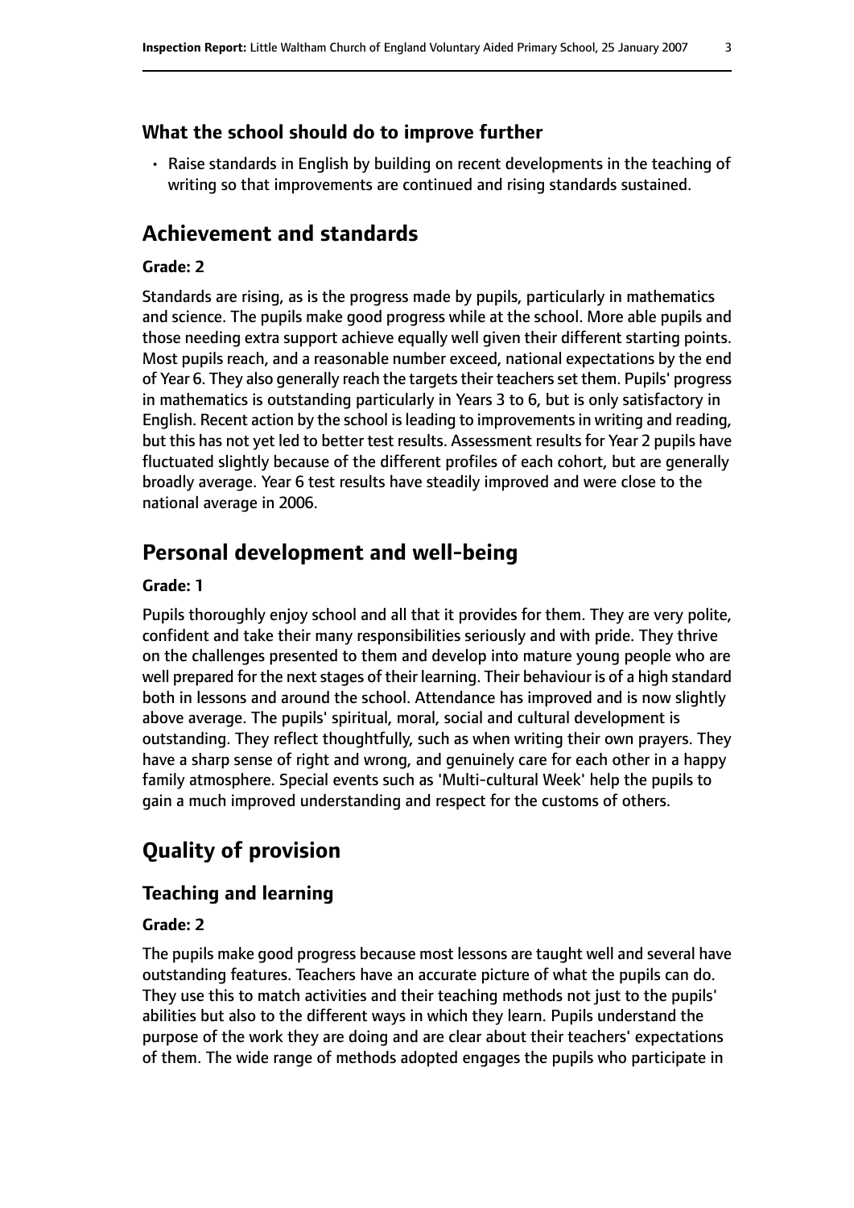### What the school should do to improve further

- Raise standards in English by building on recent developments in the teaching of writing so that improvements are continued and rising standards sustained.

## Achievement and standards

#### Grade: 2

Standards are rising, as is the progress made by pupils, particularly in mathematics and science. The pupils make good progress while at the school. More able pupils and those needing extra support achieve equally well given their different starting points. Most pupils reach, and a reasonable number exceed, national expectations by the end of Year 6. They also generally reach the targets their teachers set them. Pupils' progress in mathematics is outstanding particularly in Years 3 to 6, but is only satisfactory in English. Recent action by the school is leading to improvements in writing and reading, but this has not yet led to better test results. Assessment results for Year 2 pupils have fluctuated slightly because of the different profiles of each cohort, but are generally broadly average. Year 6 test results have steadily improved and were close to the national average in 2006.

## Personal development and well-being

#### Grade: 1

Pupils thoroughly enjoy school and all that it provides for them. They are very polite, confident and take their many responsibilities seriously and with pride. They thrive on the challenges presented to them and develop into mature young people who are well prepared for the next stages of their learning. Their behaviour is of a high standard both in lessons and around the school. Attendance has improved and is now slightly above average. The pupils' spiritual, moral, social and cultural development is outstanding. They reflect thoughtfully, such as when writing their own prayers. They have a sharp sense of right and wrong, and genuinely care for each other in a happy family atmosphere. Special events such as 'Multi-cultural Week' help the pupils to gain a much improved understanding and respect for the customs of others.

## Quality of provision

### Teaching and learning

#### Grade: 2

The pupils make good progress because most lessons are taught well and several have outstanding features. Teachers have an accurate picture of what the pupils can do. They use this to match activities and their teaching methods not just to the pupils' abilities but also to the different ways in which they learn. Pupils understand the purpose of the work they are doing and are clear about their teachers' expectations of them. The wide range of methods adopted engages the pupils who participate in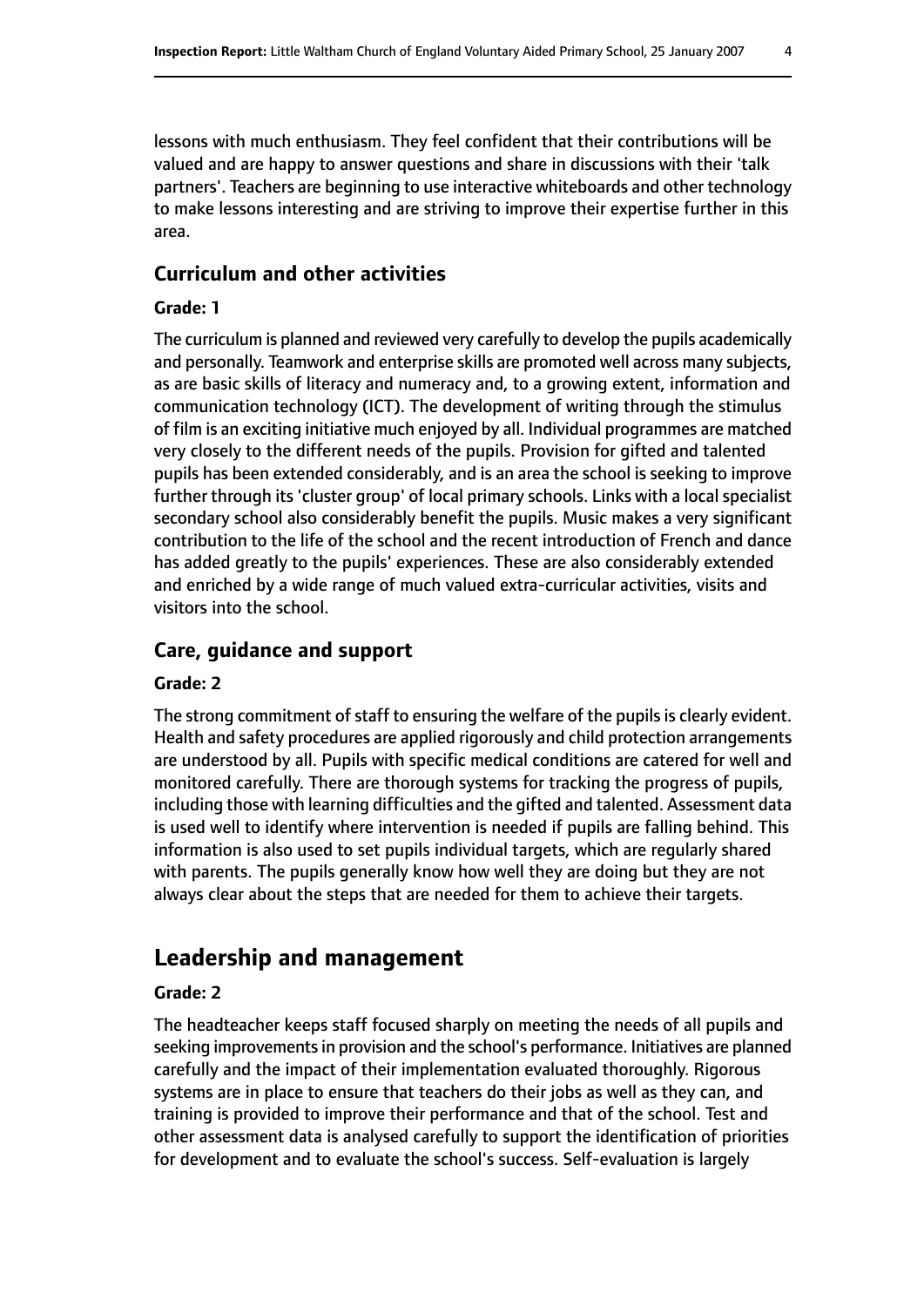lessons with much enthusiasm. They feel confident that their contributions will be valued and are happy to answer questions and share in discussions with their 'talk partners'. Teachers are beginning to use interactive whiteboards and other technology to make lessons interesting and are striving to improve their expertise further in this area.

### Curriculum and other activities

#### Grade: 1

The curriculum is planned and reviewed very carefully to develop the pupils academically and personally. Teamwork and enterprise skills are promoted well across many subjects, as are basic skills of literacy and numeracy and, to a growing extent, information and communication technology (ICT). The development of writing through the stimulus of film is an exciting initiative much enjoyed by all. Individual programmes are matched very closely to the different needs of the pupils. Provision for gifted and talented pupils has been extended considerably, and is an area the school is seeking to improve further through its 'cluster group' of local primary schools. Links with a local specialist secondary school also considerably benefit the pupils. Music makes a very significant contribution to the life of the school and the recent introduction of French and dance has added greatly to the pupils' experiences. These are also considerably extended and enriched by a wide range of much valued extra-curricular activities, visits and visitors into the school.

### Care, guidance and support

#### Grade: 2

The strong commitment of staff to ensuring the welfare of the pupils is clearly evident. Health and safety procedures are applied rigorously and child protection arrangements are understood by all. Pupils with specific medical conditions are catered for well and monitored carefully. There are thorough systems for tracking the progress of pupils, including those with learning difficulties and the gifted and talented. Assessment data is used well to identify where intervention is needed if pupils are falling behind. This information is also used to set pupils individual targets, which are regularly shared with parents. The pupils generally know how well they are doing but they are not always clear about the steps that are needed for them to achieve their targets.

## Leadership and management

#### Grade: 2

The headteacher keeps staff focused sharply on meeting the needs of all pupils and seeking improvements in provision and the school's performance. Initiatives are planned carefully and the impact of their implementation evaluated thoroughly. Rigorous systems are in place to ensure that teachers do their jobs as well as they can, and training is provided to improve their performance and that of the school. Test and other assessment data is analysed carefully to support the identification of priorities for development and to evaluate the school's success. Self-evaluation is largely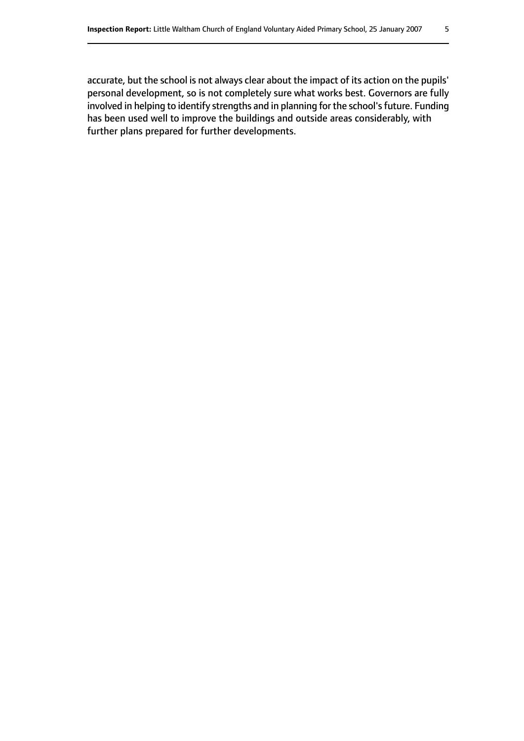accurate, but the school is not always clear about the impact of its action on the pupils' personal development, so is not completely sure what works best. Governors are fully involved in helping to identify strengths and in planning for the school's future. Funding has been used well to improve the buildings and outside areas considerably, with further plans prepared for further developments.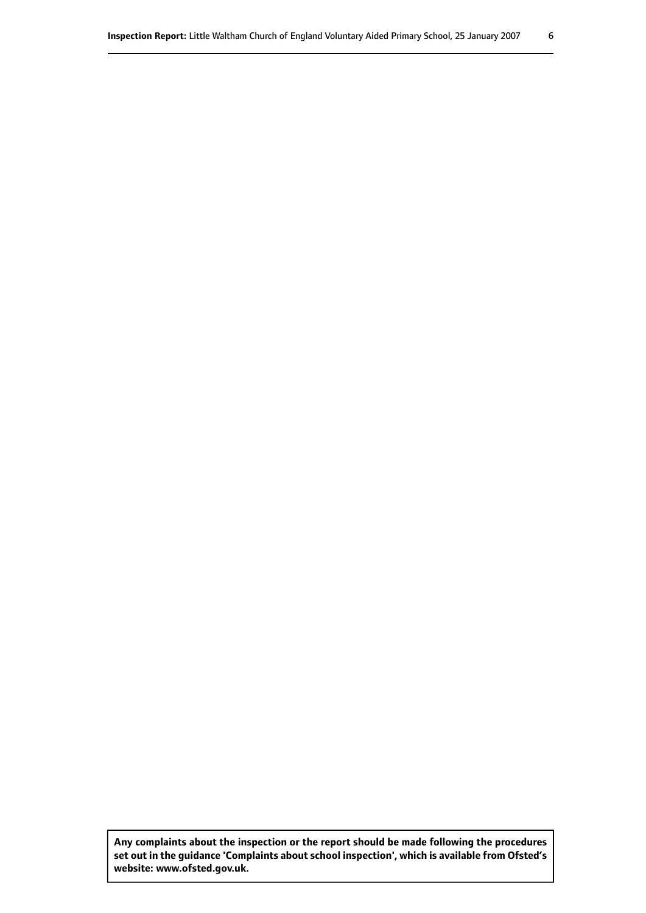**Any complaints about the inspection or the report should be made following the procedures set out in the guidance 'Complaints about school inspection', which is available from Ofsted's website: www.ofsted.gov.uk.**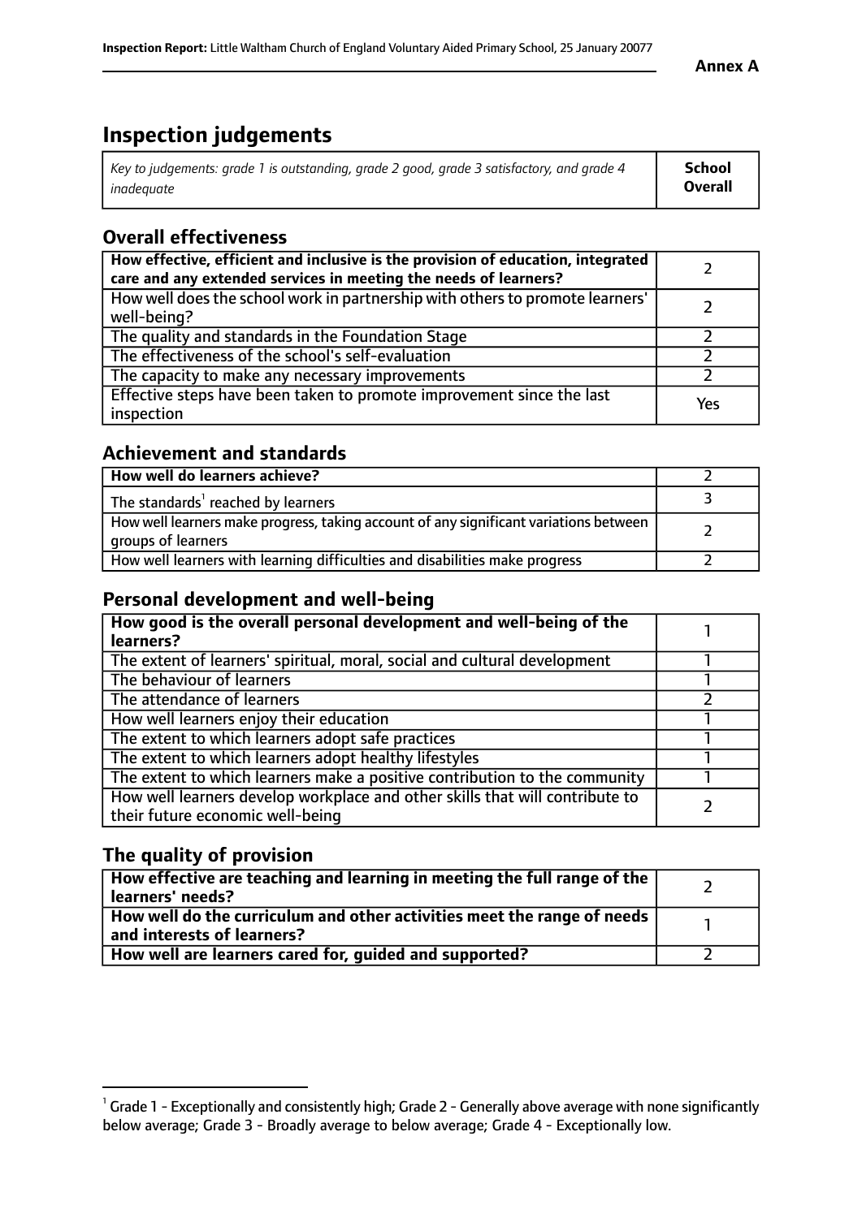# Inspection judgements

| *Key to judgements: grade 1 is outstanding, grade 2 good, grade 3 satisfactory, and grade 4 inadequate* | **School Overall** |
|---|---|

## Overall effectiveness

| | |
|---|---|
| **How effective, efficient and inclusive is the provision of education, integrated care and any extended services in meeting the needs of learners?** | 2 |
| How well does the school work in partnership with others to promote learners' well-being? | 2 |
| The quality and standards in the Foundation Stage | 2 |
| The effectiveness of the school's self-evaluation | 2 |
| The capacity to make any necessary improvements | 2 |
| Effective steps have been taken to promote improvement since the last inspection | Yes |

## Achievement and standards

| | |
|---|---|
| **How well do learners achieve?** | 2 |
| The standards[1] reached by learners | 3 |
| How well learners make progress, taking account of any significant variations between groups of learners | 2 |
| How well learners with learning difficulties and disabilities make progress | 2 |

## Personal development and well-being

| | |
|---|---|
| **How good is the overall personal development and well-being of the learners?** | 1 |
| The extent of learners' spiritual, moral, social and cultural development | 1 |
| The behaviour of learners | 1 |
| The attendance of learners | 2 |
| How well learners enjoy their education | 1 |
| The extent to which learners adopt safe practices | 1 |
| The extent to which learners adopt healthy lifestyles | 1 |
| The extent to which learners make a positive contribution to the community | 1 |
| How well learners develop workplace and other skills that will contribute to their future economic well-being | 2 |

## The quality of provision

| | |
|---|---|
| **How effective are teaching and learning in meeting the full range of the learners' needs?** | 2 |
| **How well do the curriculum and other activities meet the range of needs and interests of learners?** | 1 |
| **How well are learners cared for, guided and supported?** | 2 |

[1] Grade 1 - Exceptionally and consistently high; Grade 2 - Generally above average with none significantly below average; Grade 3 - Broadly average to below average; Grade 4 - Exceptionally low.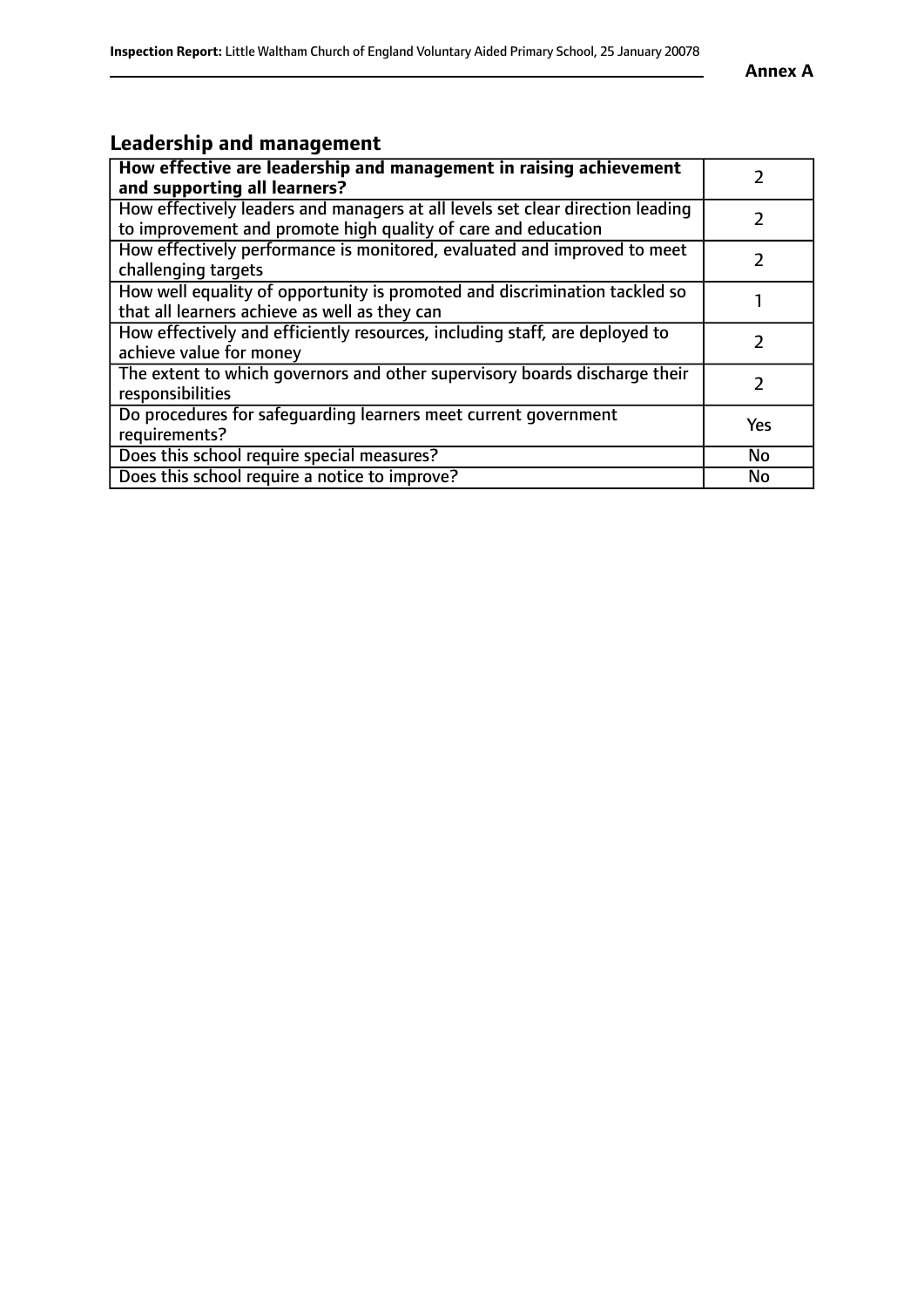## Leadership and management

| **How effective are leadership and management in raising achievement and supporting all learners?** | 2 |
|---|---|
| How effectively leaders and managers at all levels set clear direction leading to improvement and promote high quality of care and education | 2 |
| How effectively performance is monitored, evaluated and improved to meet challenging targets | 2 |
| How well equality of opportunity is promoted and discrimination tackled so that all learners achieve as well as they can | 1 |
| How effectively and efficiently resources, including staff, are deployed to achieve value for money | 2 |
| The extent to which governors and other supervisory boards discharge their responsibilities | 2 |
| Do procedures for safeguarding learners meet current government requirements? | Yes |
| Does this school require special measures? | No |
| Does this school require a notice to improve? | No |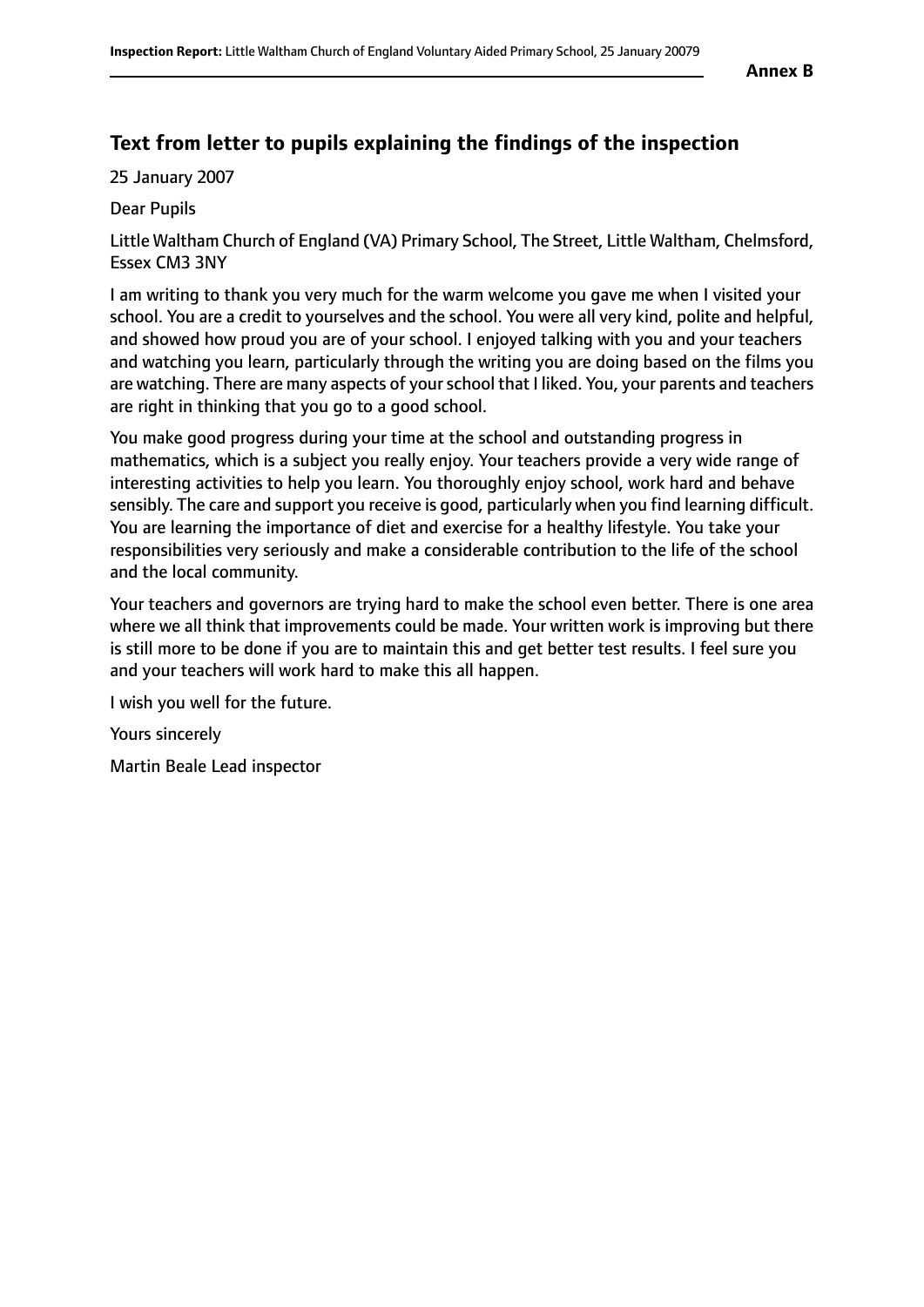## Text from letter to pupils explaining the findings of the inspection

25 January 2007

Dear Pupils

Little Waltham Church of England (VA) Primary School, The Street, Little Waltham, Chelmsford, Essex CM3 3NY

I am writing to thank you very much for the warm welcome you gave me when I visited your school. You are a credit to yourselves and the school. You were all very kind, polite and helpful, and showed how proud you are of your school. I enjoyed talking with you and your teachers and watching you learn, particularly through the writing you are doing based on the films you are watching. There are many aspects of your school that I liked. You, your parents and teachers are right in thinking that you go to a good school.

You make good progress during your time at the school and outstanding progress in mathematics, which is a subject you really enjoy. Your teachers provide a very wide range of interesting activities to help you learn. You thoroughly enjoy school, work hard and behave sensibly. The care and support you receive is good, particularly when you find learning difficult. You are learning the importance of diet and exercise for a healthy lifestyle. You take your responsibilities very seriously and make a considerable contribution to the life of the school and the local community.

Your teachers and governors are trying hard to make the school even better. There is one area where we all think that improvements could be made. Your written work is improving but there is still more to be done if you are to maintain this and get better test results. I feel sure you and your teachers will work hard to make this all happen.

I wish you well for the future.

Yours sincerely

Martin Beale Lead inspector